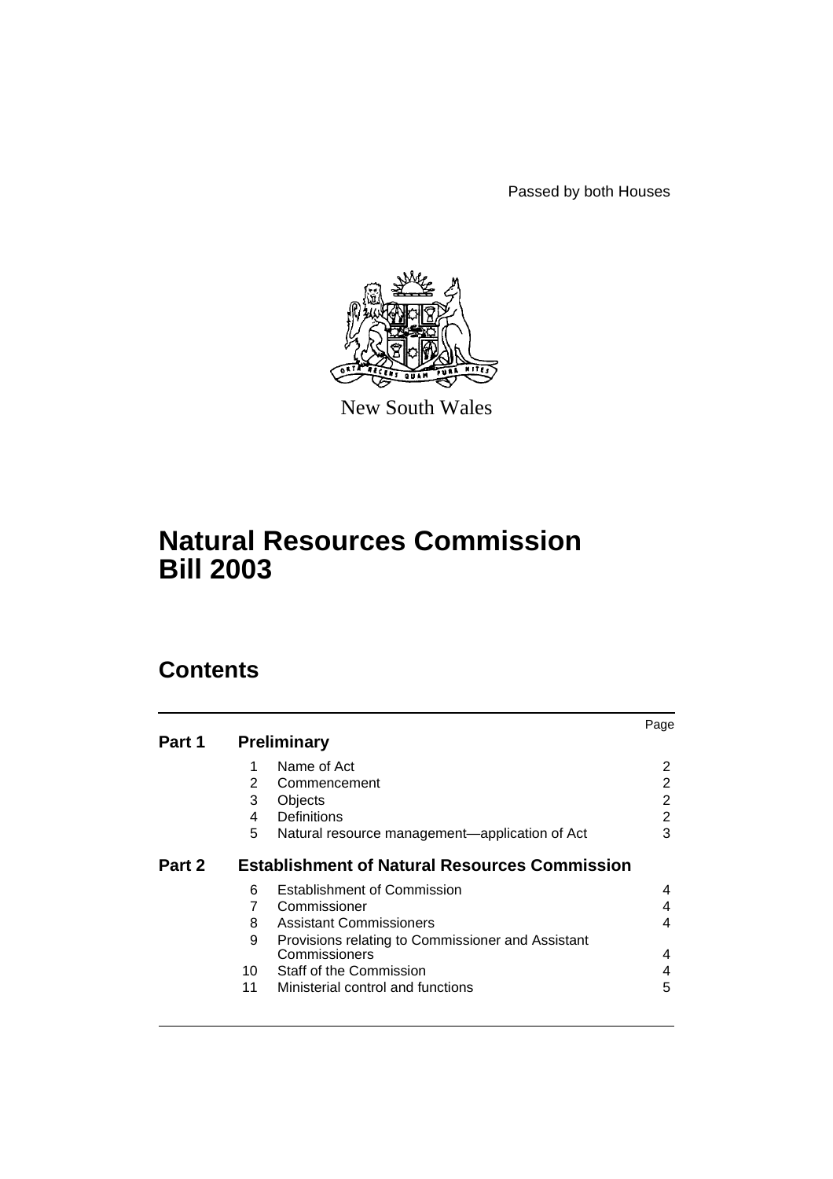Passed by both Houses

New South Wales

# Natural Resources Commission Bill 2003

## Contents

| | | | Page |
|---|---|---|---|
| **Part 1** | **Preliminary** | | |
| | 1 | Name of Act | 2 |
| | 2 | Commencement | 2 |
| | 3 | Objects | 2 |
| | 4 | Definitions | 2 |
| | 5 | Natural resource management—application of Act | 3 |
| **Part 2** | **Establishment of Natural Resources Commission** | | |
| | 6 | Establishment of Commission | 4 |
| | 7 | Commissioner | 4 |
| | 8 | Assistant Commissioners | 4 |
| | 9 | Provisions relating to Commissioner and Assistant Commissioners | 4 |
| | 10 | Staff of the Commission | 4 |
| | 11 | Ministerial control and functions | 5 |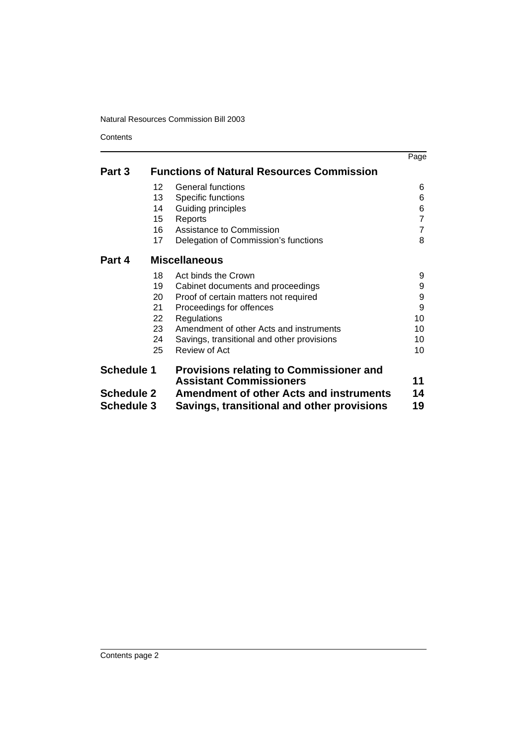| | | | Page |
|---|---|---|---|
| **Part 3** | **Functions of Natural Resources Commission** | | |
| | 12 | General functions | 6 |
| | 13 | Specific functions | 6 |
| | 14 | Guiding principles | 6 |
| | 15 | Reports | 7 |
| | 16 | Assistance to Commission | 7 |
| | 17 | Delegation of Commission's functions | 8 |
| **Part 4** | **Miscellaneous** | | |
| | 18 | Act binds the Crown | 9 |
| | 19 | Cabinet documents and proceedings | 9 |
| | 20 | Proof of certain matters not required | 9 |
| | 21 | Proceedings for offences | 9 |
| | 22 | Regulations | 10 |
| | 23 | Amendment of other Acts and instruments | 10 |
| | 24 | Savings, transitional and other provisions | 10 |
| | 25 | Review of Act | 10 |
| **Schedule 1** | **Provisions relating to Commissioner and Assistant Commissioners** | | **11** |
| **Schedule 2** | **Amendment of other Acts and instruments** | | **14** |
| **Schedule 3** | **Savings, transitional and other provisions** | | **19** |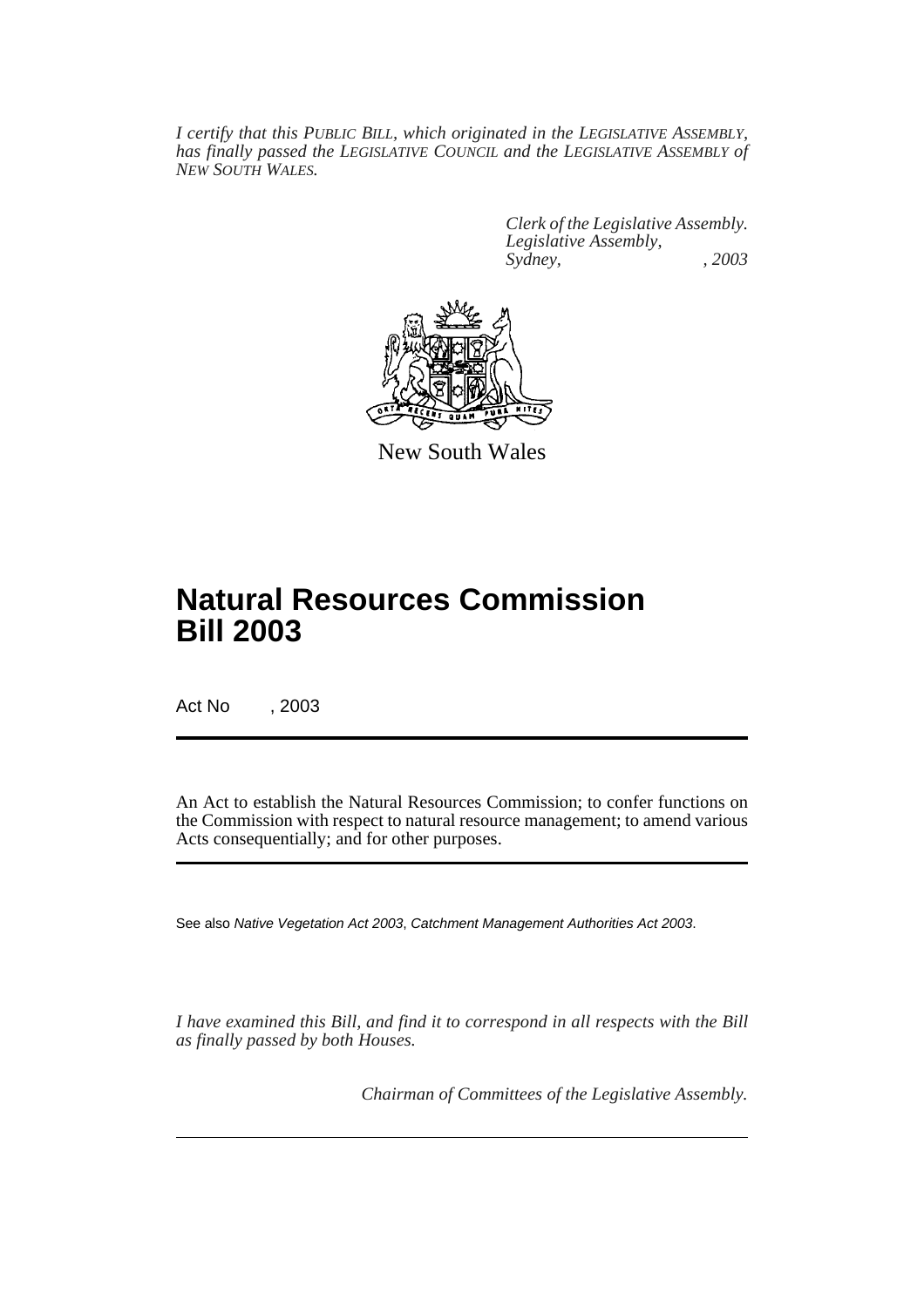*I certify that this PUBLIC BILL, which originated in the LEGISLATIVE ASSEMBLY, has finally passed the LEGISLATIVE COUNCIL and the LEGISLATIVE ASSEMBLY of NEW SOUTH WALES.*

*Clerk of the Legislative Assembly.*
*Legislative Assembly,*
*Sydney, , 2003*

New South Wales

# Natural Resources Commission Bill 2003

Act No , 2003

An Act to establish the Natural Resources Commission; to confer functions on the Commission with respect to natural resource management; to amend various Acts consequentially; and for other purposes.

See also *Native Vegetation Act 2003*, *Catchment Management Authorities Act 2003*.

*I have examined this Bill, and find it to correspond in all respects with the Bill as finally passed by both Houses.*

*Chairman of Committees of the Legislative Assembly.*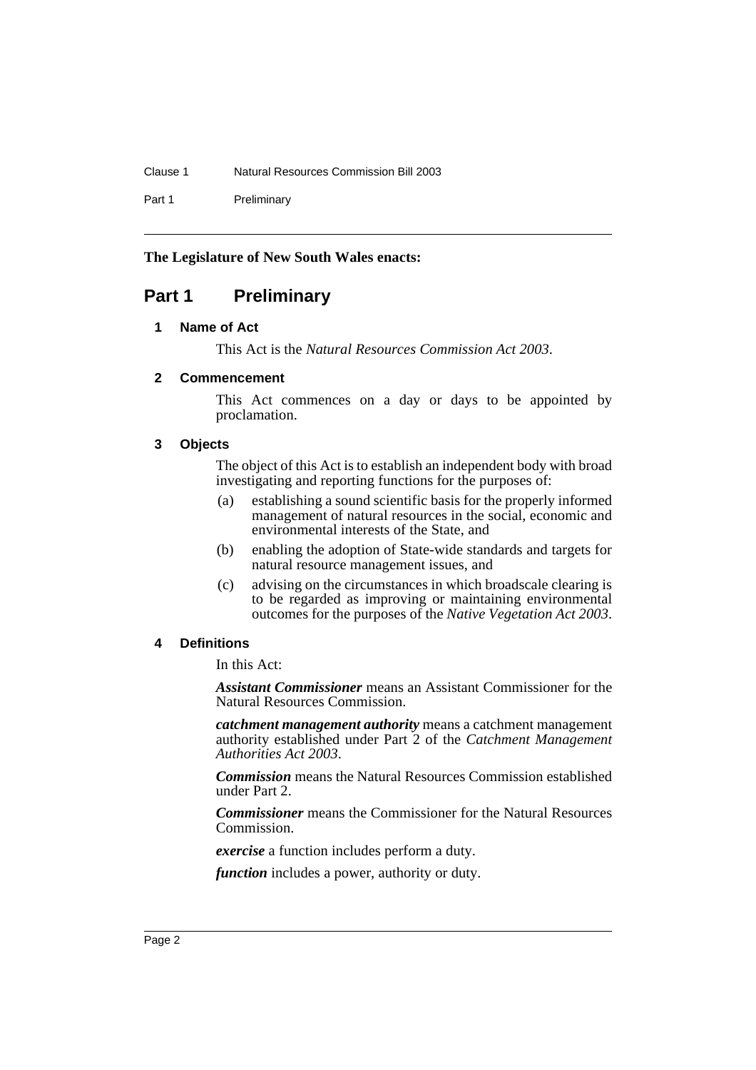**The Legislature of New South Wales enacts:**

# Part 1 Preliminary

## 1 Name of Act

This Act is the *Natural Resources Commission Act 2003*.

## 2 Commencement

This Act commences on a day or days to be appointed by proclamation.

## 3 Objects

The object of this Act is to establish an independent body with broad investigating and reporting functions for the purposes of:

(a) establishing a sound scientific basis for the properly informed management of natural resources in the social, economic and environmental interests of the State, and

(b) enabling the adoption of State-wide standards and targets for natural resource management issues, and

(c) advising on the circumstances in which broadscale clearing is to be regarded as improving or maintaining environmental outcomes for the purposes of the *Native Vegetation Act 2003*.

## 4 Definitions

In this Act:

***Assistant Commissioner*** means an Assistant Commissioner for the Natural Resources Commission.

***catchment management authority*** means a catchment management authority established under Part 2 of the *Catchment Management Authorities Act 2003*.

***Commission*** means the Natural Resources Commission established under Part 2.

***Commissioner*** means the Commissioner for the Natural Resources Commission.

***exercise*** a function includes perform a duty.

***function*** includes a power, authority or duty.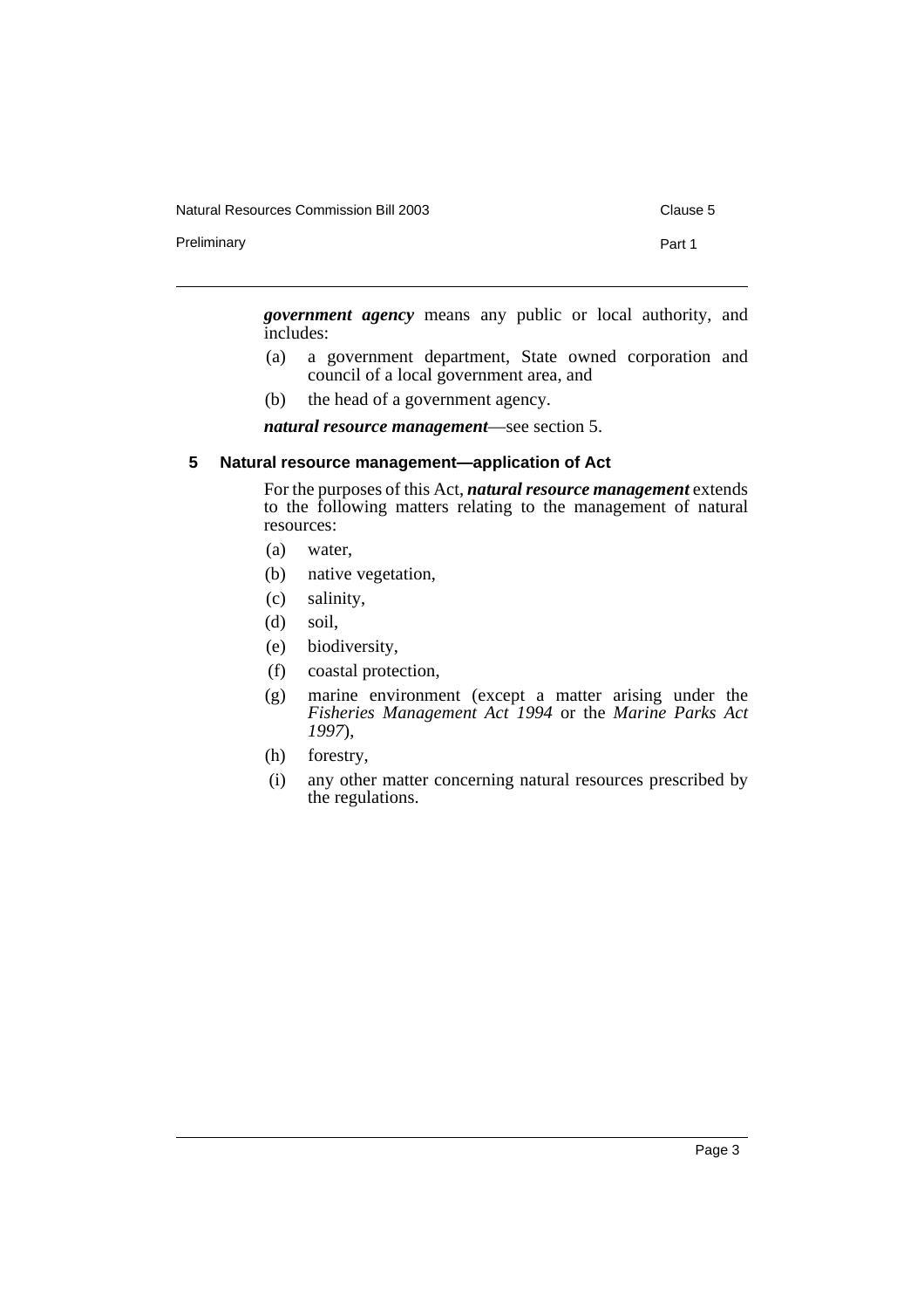***government agency*** means any public or local authority, and includes:

(a) a government department, State owned corporation and council of a local government area, and

(b) the head of a government agency.

***natural resource management***—see section 5.

### 5 Natural resource management—application of Act

For the purposes of this Act, ***natural resource management*** extends to the following matters relating to the management of natural resources:

(a) water,

(b) native vegetation,

(c) salinity,

(d) soil,

(e) biodiversity,

(f) coastal protection,

(g) marine environment (except a matter arising under the *Fisheries Management Act 1994* or the *Marine Parks Act 1997*),

(h) forestry,

(i) any other matter concerning natural resources prescribed by the regulations.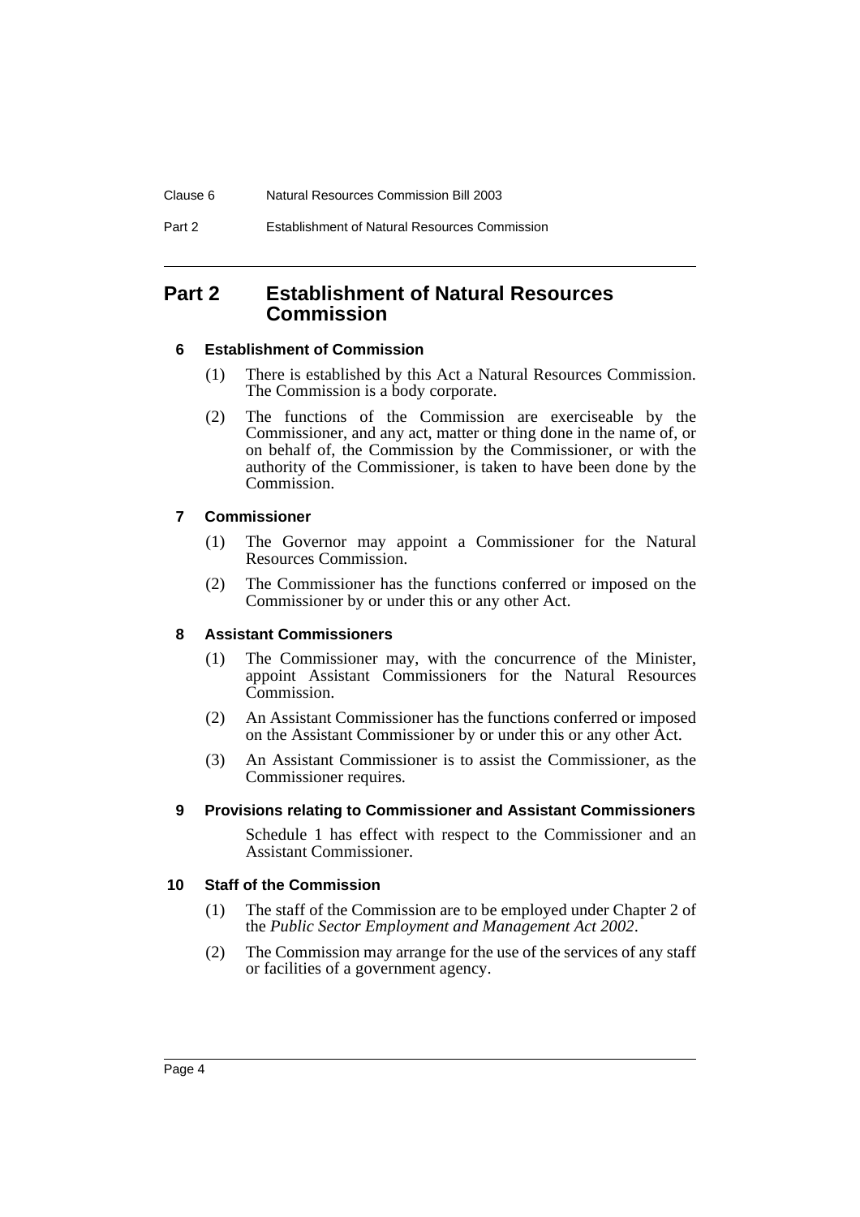# Part 2 Establishment of Natural Resources Commission

## 6 Establishment of Commission

(1) There is established by this Act a Natural Resources Commission. The Commission is a body corporate.

(2) The functions of the Commission are exerciseable by the Commissioner, and any act, matter or thing done in the name of, or on behalf of, the Commission by the Commissioner, or with the authority of the Commissioner, is taken to have been done by the Commission.

## 7 Commissioner

(1) The Governor may appoint a Commissioner for the Natural Resources Commission.

(2) The Commissioner has the functions conferred or imposed on the Commissioner by or under this or any other Act.

## 8 Assistant Commissioners

(1) The Commissioner may, with the concurrence of the Minister, appoint Assistant Commissioners for the Natural Resources Commission.

(2) An Assistant Commissioner has the functions conferred or imposed on the Assistant Commissioner by or under this or any other Act.

(3) An Assistant Commissioner is to assist the Commissioner, as the Commissioner requires.

## 9 Provisions relating to Commissioner and Assistant Commissioners

Schedule 1 has effect with respect to the Commissioner and an Assistant Commissioner.

## 10 Staff of the Commission

(1) The staff of the Commission are to be employed under Chapter 2 of the *Public Sector Employment and Management Act 2002*.

(2) The Commission may arrange for the use of the services of any staff or facilities of a government agency.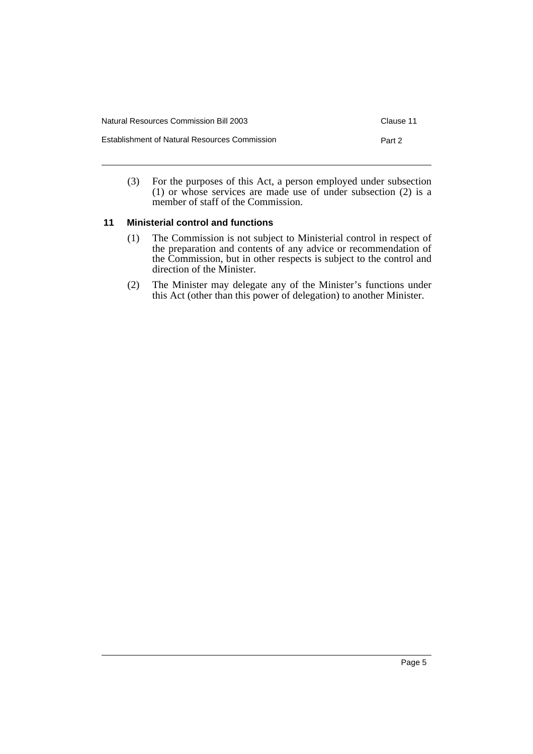(3) For the purposes of this Act, a person employed under subsection (1) or whose services are made use of under subsection (2) is a member of staff of the Commission.

### 11 Ministerial control and functions

(1) The Commission is not subject to Ministerial control in respect of the preparation and contents of any advice or recommendation of the Commission, but in other respects is subject to the control and direction of the Minister.

(2) The Minister may delegate any of the Minister's functions under this Act (other than this power of delegation) to another Minister.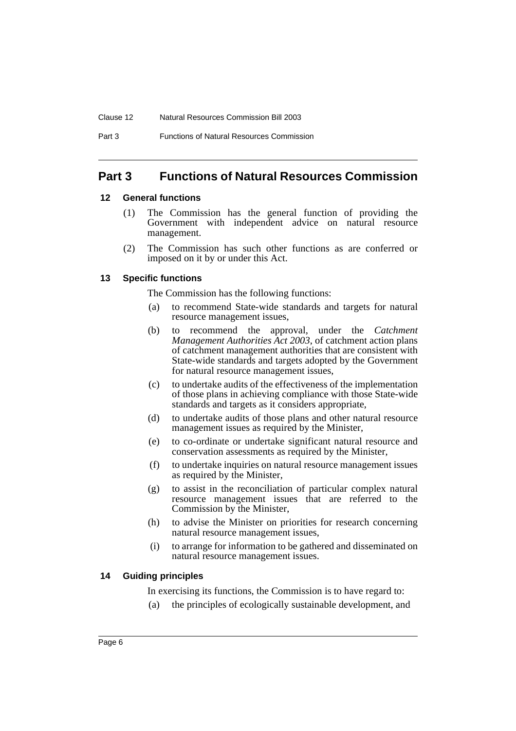# Part 3 Functions of Natural Resources Commission

## 12 General functions

(1) The Commission has the general function of providing the Government with independent advice on natural resource management.

(2) The Commission has such other functions as are conferred or imposed on it by or under this Act.

## 13 Specific functions

The Commission has the following functions:

(a) to recommend State-wide standards and targets for natural resource management issues,

(b) to recommend the approval, under the *Catchment Management Authorities Act 2003*, of catchment action plans of catchment management authorities that are consistent with State-wide standards and targets adopted by the Government for natural resource management issues,

(c) to undertake audits of the effectiveness of the implementation of those plans in achieving compliance with those State-wide standards and targets as it considers appropriate,

(d) to undertake audits of those plans and other natural resource management issues as required by the Minister,

(e) to co-ordinate or undertake significant natural resource and conservation assessments as required by the Minister,

(f) to undertake inquiries on natural resource management issues as required by the Minister,

(g) to assist in the reconciliation of particular complex natural resource management issues that are referred to the Commission by the Minister,

(h) to advise the Minister on priorities for research concerning natural resource management issues,

(i) to arrange for information to be gathered and disseminated on natural resource management issues.

## 14 Guiding principles

In exercising its functions, the Commission is to have regard to:

(a) the principles of ecologically sustainable development, and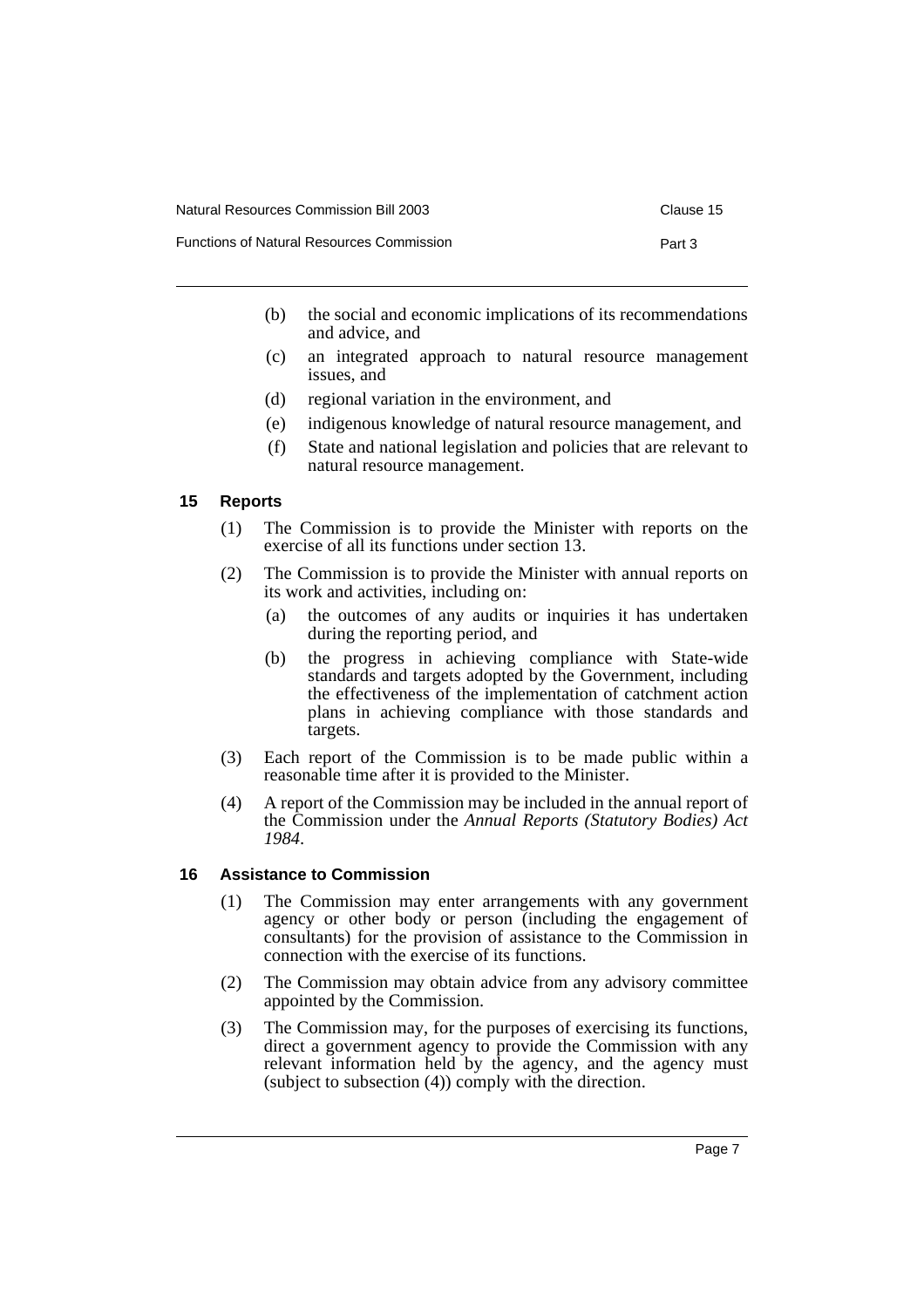(b) the social and economic implications of its recommendations and advice, and

(c) an integrated approach to natural resource management issues, and

(d) regional variation in the environment, and

(e) indigenous knowledge of natural resource management, and

(f) State and national legislation and policies that are relevant to natural resource management.

### 15 Reports

(1) The Commission is to provide the Minister with reports on the exercise of all its functions under section 13.

(2) The Commission is to provide the Minister with annual reports on its work and activities, including on:

(a) the outcomes of any audits or inquiries it has undertaken during the reporting period, and

(b) the progress in achieving compliance with State-wide standards and targets adopted by the Government, including the effectiveness of the implementation of catchment action plans in achieving compliance with those standards and targets.

(3) Each report of the Commission is to be made public within a reasonable time after it is provided to the Minister.

(4) A report of the Commission may be included in the annual report of the Commission under the *Annual Reports (Statutory Bodies) Act 1984*.

### 16 Assistance to Commission

(1) The Commission may enter arrangements with any government agency or other body or person (including the engagement of consultants) for the provision of assistance to the Commission in connection with the exercise of its functions.

(2) The Commission may obtain advice from any advisory committee appointed by the Commission.

(3) The Commission may, for the purposes of exercising its functions, direct a government agency to provide the Commission with any relevant information held by the agency, and the agency must (subject to subsection (4)) comply with the direction.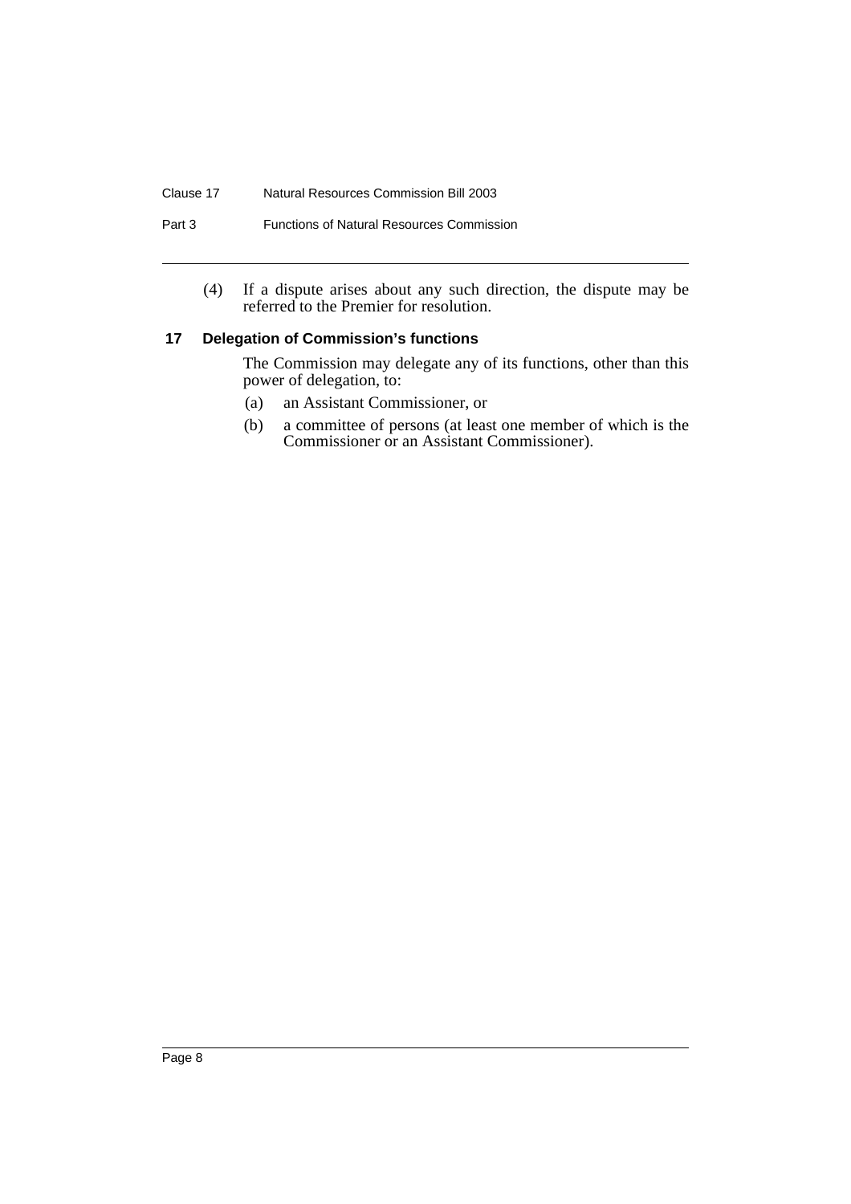(4) If a dispute arises about any such direction, the dispute may be referred to the Premier for resolution.

## 17 Delegation of Commission's functions

The Commission may delegate any of its functions, other than this power of delegation, to:

(a) an Assistant Commissioner, or

(b) a committee of persons (at least one member of which is the Commissioner or an Assistant Commissioner).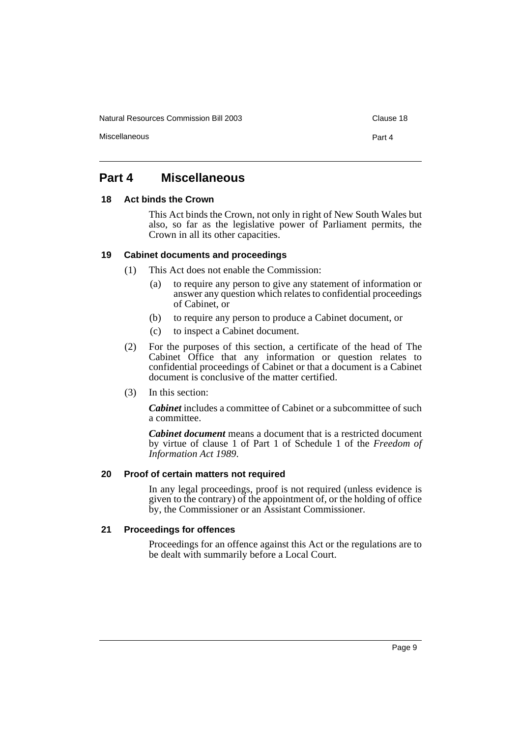# Part 4 Miscellaneous

### 18 Act binds the Crown

This Act binds the Crown, not only in right of New South Wales but also, so far as the legislative power of Parliament permits, the Crown in all its other capacities.

### 19 Cabinet documents and proceedings

(1) This Act does not enable the Commission:

(a) to require any person to give any statement of information or answer any question which relates to confidential proceedings of Cabinet, or

(b) to require any person to produce a Cabinet document, or

(c) to inspect a Cabinet document.

(2) For the purposes of this section, a certificate of the head of The Cabinet Office that any information or question relates to confidential proceedings of Cabinet or that a document is a Cabinet document is conclusive of the matter certified.

(3) In this section:

***Cabinet*** includes a committee of Cabinet or a subcommittee of such a committee.

***Cabinet document*** means a document that is a restricted document by virtue of clause 1 of Part 1 of Schedule 1 of the *Freedom of Information Act 1989*.

### 20 Proof of certain matters not required

In any legal proceedings, proof is not required (unless evidence is given to the contrary) of the appointment of, or the holding of office by, the Commissioner or an Assistant Commissioner.

### 21 Proceedings for offences

Proceedings for an offence against this Act or the regulations are to be dealt with summarily before a Local Court.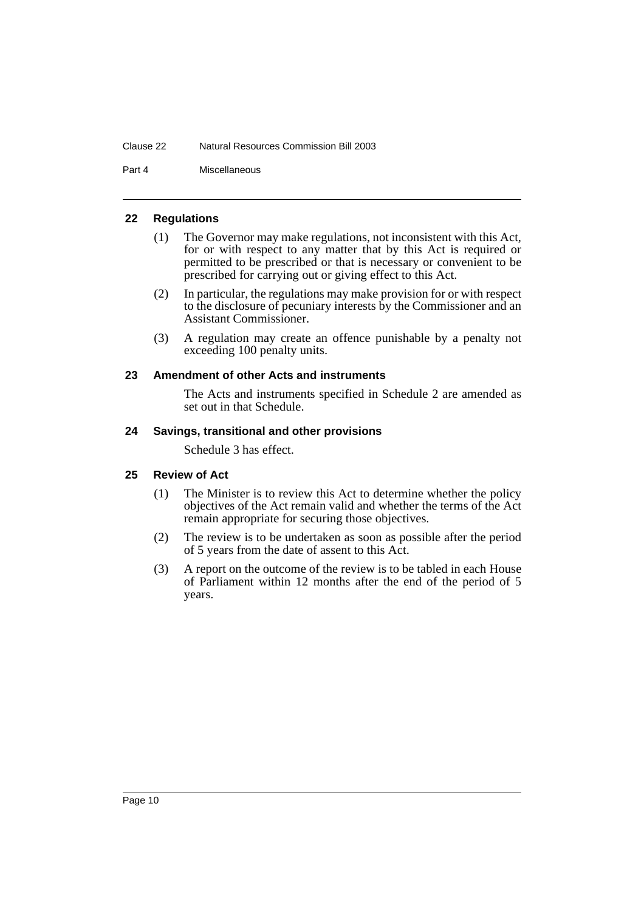## 22 Regulations

(1) The Governor may make regulations, not inconsistent with this Act, for or with respect to any matter that by this Act is required or permitted to be prescribed or that is necessary or convenient to be prescribed for carrying out or giving effect to this Act.

(2) In particular, the regulations may make provision for or with respect to the disclosure of pecuniary interests by the Commissioner and an Assistant Commissioner.

(3) A regulation may create an offence punishable by a penalty not exceeding 100 penalty units.

## 23 Amendment of other Acts and instruments

The Acts and instruments specified in Schedule 2 are amended as set out in that Schedule.

## 24 Savings, transitional and other provisions

Schedule 3 has effect.

## 25 Review of Act

(1) The Minister is to review this Act to determine whether the policy objectives of the Act remain valid and whether the terms of the Act remain appropriate for securing those objectives.

(2) The review is to be undertaken as soon as possible after the period of 5 years from the date of assent to this Act.

(3) A report on the outcome of the review is to be tabled in each House of Parliament within 12 months after the end of the period of 5 years.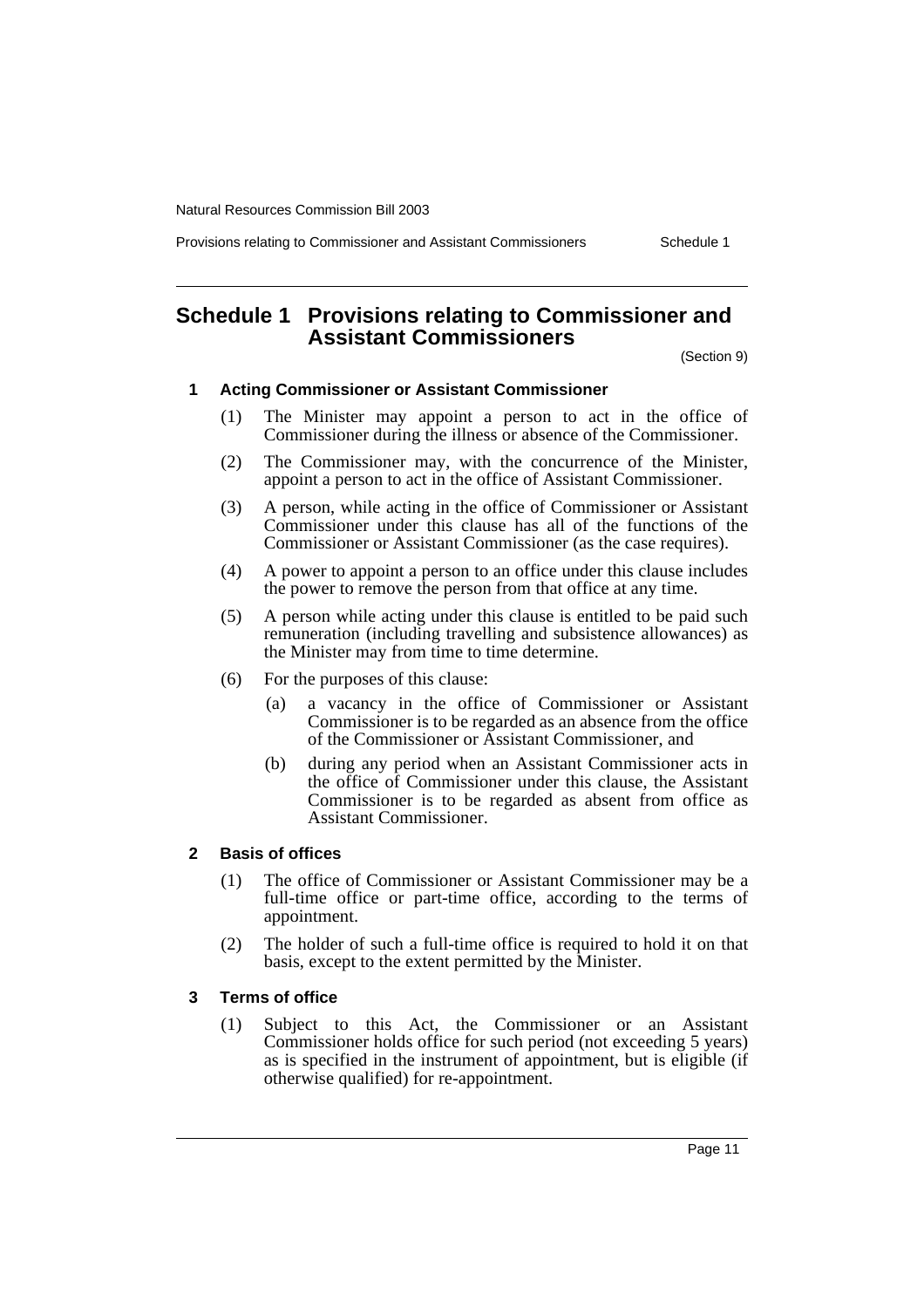# Schedule 1 Provisions relating to Commissioner and Assistant Commissioners

(Section 9)

### 1 Acting Commissioner or Assistant Commissioner

(1) The Minister may appoint a person to act in the office of Commissioner during the illness or absence of the Commissioner.

(2) The Commissioner may, with the concurrence of the Minister, appoint a person to act in the office of Assistant Commissioner.

(3) A person, while acting in the office of Commissioner or Assistant Commissioner under this clause has all of the functions of the Commissioner or Assistant Commissioner (as the case requires).

(4) A power to appoint a person to an office under this clause includes the power to remove the person from that office at any time.

(5) A person while acting under this clause is entitled to be paid such remuneration (including travelling and subsistence allowances) as the Minister may from time to time determine.

(6) For the purposes of this clause:

- (a) a vacancy in the office of Commissioner or Assistant Commissioner is to be regarded as an absence from the office of the Commissioner or Assistant Commissioner, and
- (b) during any period when an Assistant Commissioner acts in the office of Commissioner under this clause, the Assistant Commissioner is to be regarded as absent from office as Assistant Commissioner.

### 2 Basis of offices

(1) The office of Commissioner or Assistant Commissioner may be a full-time office or part-time office, according to the terms of appointment.

(2) The holder of such a full-time office is required to hold it on that basis, except to the extent permitted by the Minister.

### 3 Terms of office

(1) Subject to this Act, the Commissioner or an Assistant Commissioner holds office for such period (not exceeding 5 years) as is specified in the instrument of appointment, but is eligible (if otherwise qualified) for re-appointment.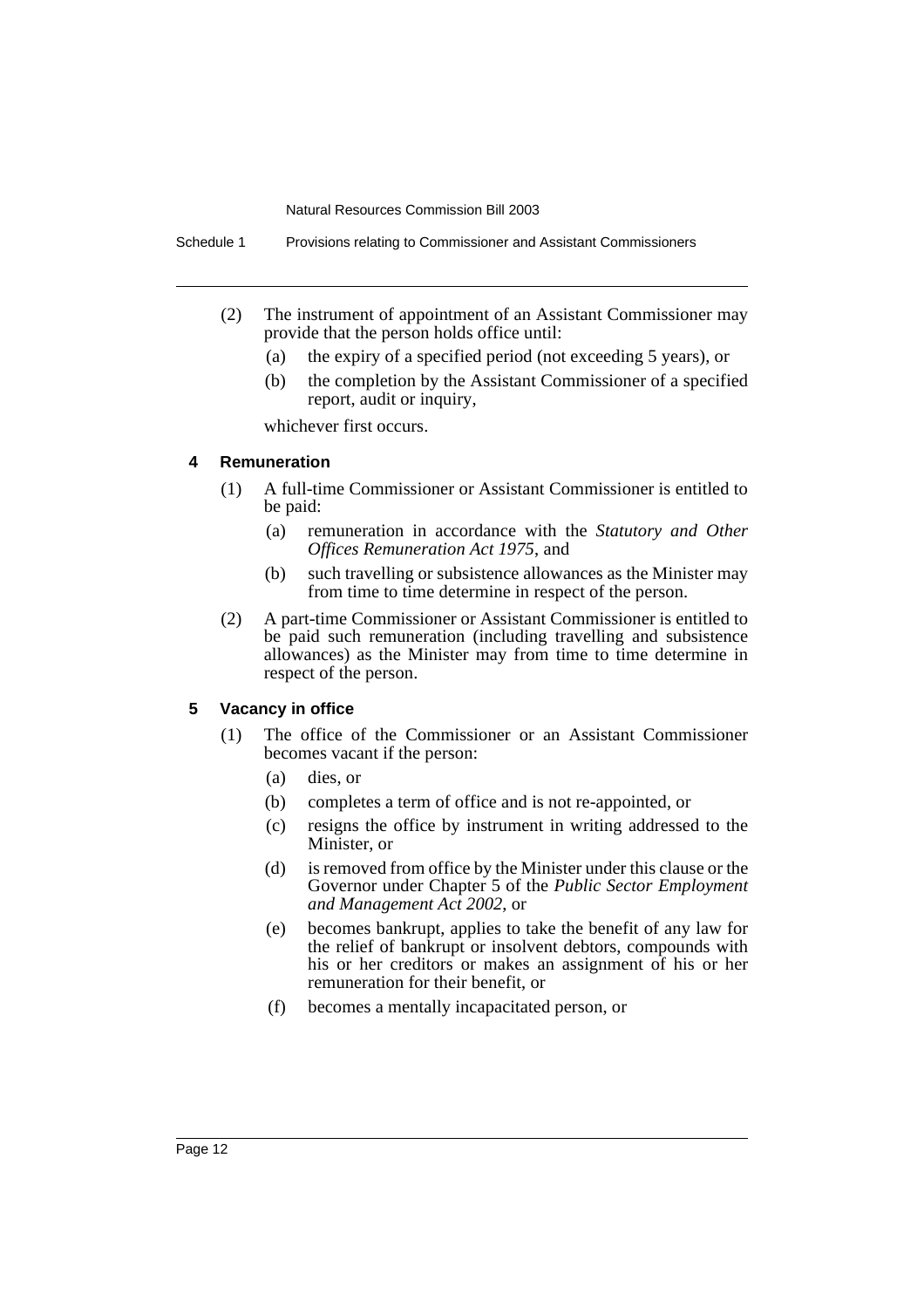(2) The instrument of appointment of an Assistant Commissioner may provide that the person holds office until:

- (a) the expiry of a specified period (not exceeding 5 years), or
- (b) the completion by the Assistant Commissioner of a specified report, audit or inquiry,

whichever first occurs.

### 4 Remuneration

(1) A full-time Commissioner or Assistant Commissioner is entitled to be paid:

- (a) remuneration in accordance with the *Statutory and Other Offices Remuneration Act 1975*, and
- (b) such travelling or subsistence allowances as the Minister may from time to time determine in respect of the person.

(2) A part-time Commissioner or Assistant Commissioner is entitled to be paid such remuneration (including travelling and subsistence allowances) as the Minister may from time to time determine in respect of the person.

### 5 Vacancy in office

(1) The office of the Commissioner or an Assistant Commissioner becomes vacant if the person:

- (a) dies, or
- (b) completes a term of office and is not re-appointed, or
- (c) resigns the office by instrument in writing addressed to the Minister, or
- (d) is removed from office by the Minister under this clause or the Governor under Chapter 5 of the *Public Sector Employment and Management Act 2002*, or
- (e) becomes bankrupt, applies to take the benefit of any law for the relief of bankrupt or insolvent debtors, compounds with his or her creditors or makes an assignment of his or her remuneration for their benefit, or
- (f) becomes a mentally incapacitated person, or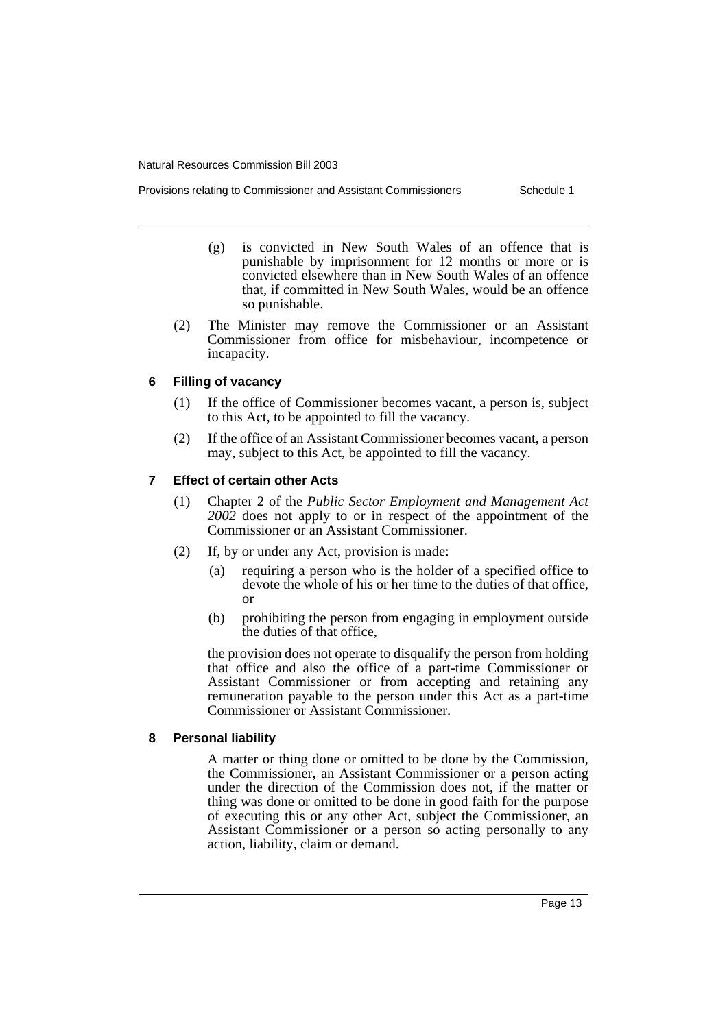(g) is convicted in New South Wales of an offence that is punishable by imprisonment for 12 months or more or is convicted elsewhere than in New South Wales of an offence that, if committed in New South Wales, would be an offence so punishable.

(2) The Minister may remove the Commissioner or an Assistant Commissioner from office for misbehaviour, incompetence or incapacity.

### 6 Filling of vacancy

(1) If the office of Commissioner becomes vacant, a person is, subject to this Act, to be appointed to fill the vacancy.

(2) If the office of an Assistant Commissioner becomes vacant, a person may, subject to this Act, be appointed to fill the vacancy.

### 7 Effect of certain other Acts

(1) Chapter 2 of the *Public Sector Employment and Management Act 2002* does not apply to or in respect of the appointment of the Commissioner or an Assistant Commissioner.

(2) If, by or under any Act, provision is made:

(a) requiring a person who is the holder of a specified office to devote the whole of his or her time to the duties of that office, or

(b) prohibiting the person from engaging in employment outside the duties of that office,

the provision does not operate to disqualify the person from holding that office and also the office of a part-time Commissioner or Assistant Commissioner or from accepting and retaining any remuneration payable to the person under this Act as a part-time Commissioner or Assistant Commissioner.

### 8 Personal liability

A matter or thing done or omitted to be done by the Commission, the Commissioner, an Assistant Commissioner or a person acting under the direction of the Commission does not, if the matter or thing was done or omitted to be done in good faith for the purpose of executing this or any other Act, subject the Commissioner, an Assistant Commissioner or a person so acting personally to any action, liability, claim or demand.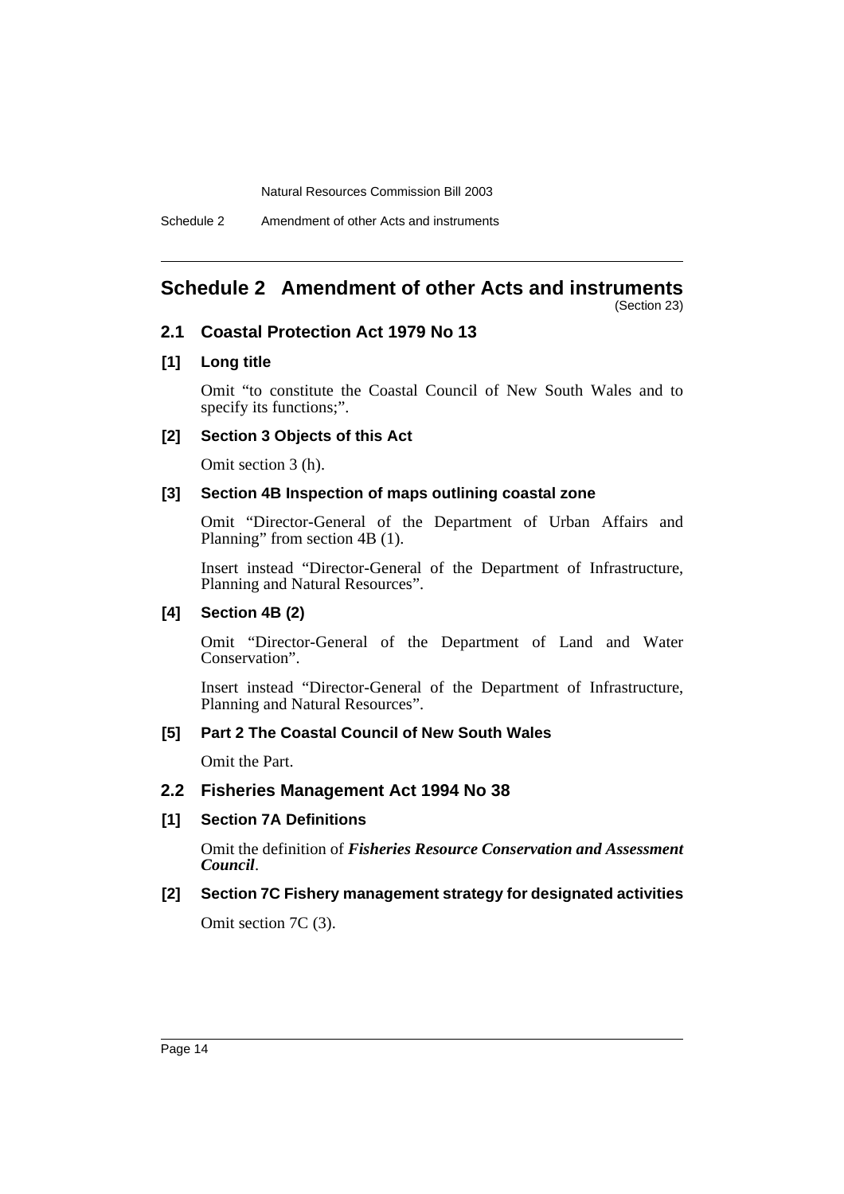# Schedule 2 Amendment of other Acts and instruments

(Section 23)

## 2.1 Coastal Protection Act 1979 No 13

### [1] Long title

Omit "to constitute the Coastal Council of New South Wales and to specify its functions;".

### [2] Section 3 Objects of this Act

Omit section 3 (h).

### [3] Section 4B Inspection of maps outlining coastal zone

Omit "Director-General of the Department of Urban Affairs and Planning" from section 4B (1).

Insert instead "Director-General of the Department of Infrastructure, Planning and Natural Resources".

### [4] Section 4B (2)

Omit "Director-General of the Department of Land and Water Conservation".

Insert instead "Director-General of the Department of Infrastructure, Planning and Natural Resources".

### [5] Part 2 The Coastal Council of New South Wales

Omit the Part.

## 2.2 Fisheries Management Act 1994 No 38

### [1] Section 7A Definitions

Omit the definition of ***Fisheries Resource Conservation and Assessment Council***.

### [2] Section 7C Fishery management strategy for designated activities

Omit section 7C (3).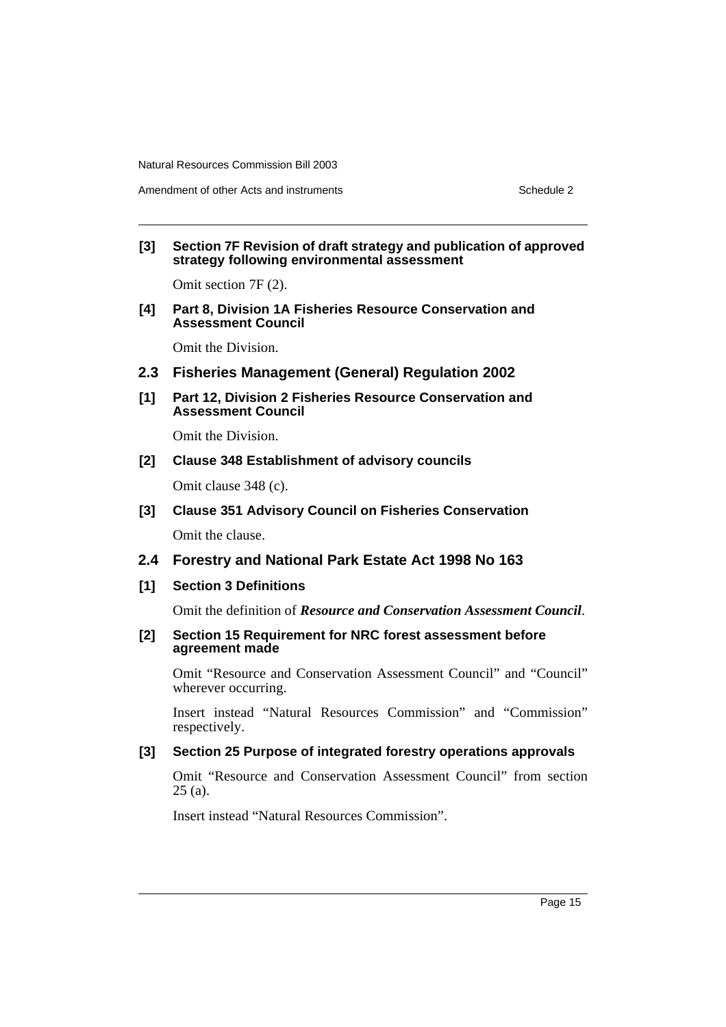**[3] Section 7F Revision of draft strategy and publication of approved strategy following environmental assessment**

Omit section 7F (2).

**[4] Part 8, Division 1A Fisheries Resource Conservation and Assessment Council**

Omit the Division.

## 2.3 Fisheries Management (General) Regulation 2002

**[1] Part 12, Division 2 Fisheries Resource Conservation and Assessment Council**

Omit the Division.

**[2] Clause 348 Establishment of advisory councils**

Omit clause 348 (c).

**[3] Clause 351 Advisory Council on Fisheries Conservation**

Omit the clause.

## 2.4 Forestry and National Park Estate Act 1998 No 163

**[1] Section 3 Definitions**

Omit the definition of ***Resource and Conservation Assessment Council***.

**[2] Section 15 Requirement for NRC forest assessment before agreement made**

Omit "Resource and Conservation Assessment Council" and "Council" wherever occurring.

Insert instead "Natural Resources Commission" and "Commission" respectively.

**[3] Section 25 Purpose of integrated forestry operations approvals**

Omit "Resource and Conservation Assessment Council" from section 25 (a).

Insert instead "Natural Resources Commission".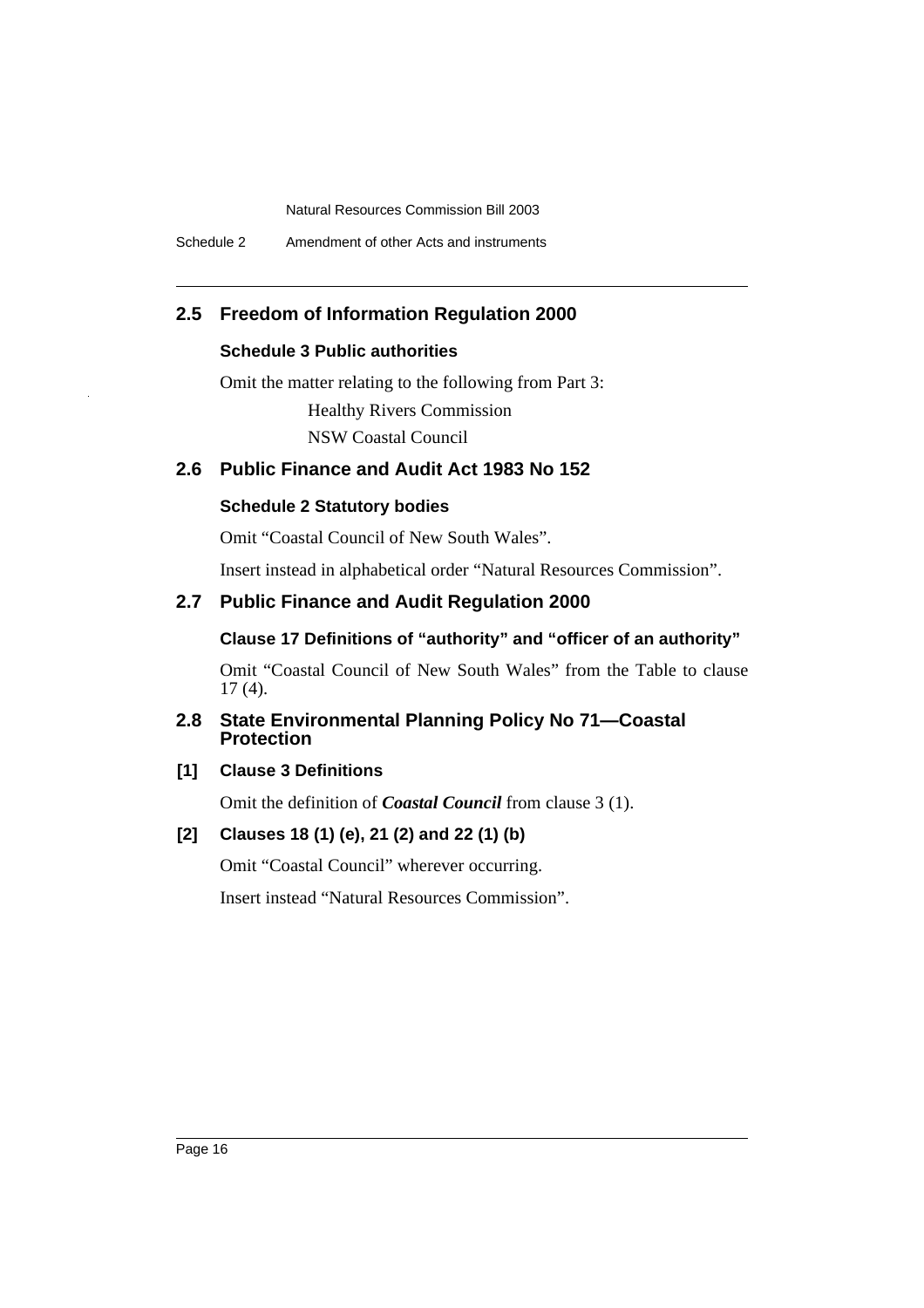## 2.5 Freedom of Information Regulation 2000

### Schedule 3 Public authorities

Omit the matter relating to the following from Part 3:

Healthy Rivers Commission

NSW Coastal Council

## 2.6 Public Finance and Audit Act 1983 No 152

### Schedule 2 Statutory bodies

Omit "Coastal Council of New South Wales".

Insert instead in alphabetical order "Natural Resources Commission".

## 2.7 Public Finance and Audit Regulation 2000

### Clause 17 Definitions of "authority" and "officer of an authority"

Omit "Coastal Council of New South Wales" from the Table to clause 17 (4).

## 2.8 State Environmental Planning Policy No 71—Coastal Protection

### [1] Clause 3 Definitions

Omit the definition of ***Coastal Council*** from clause 3 (1).

### [2] Clauses 18 (1) (e), 21 (2) and 22 (1) (b)

Omit "Coastal Council" wherever occurring.

Insert instead "Natural Resources Commission".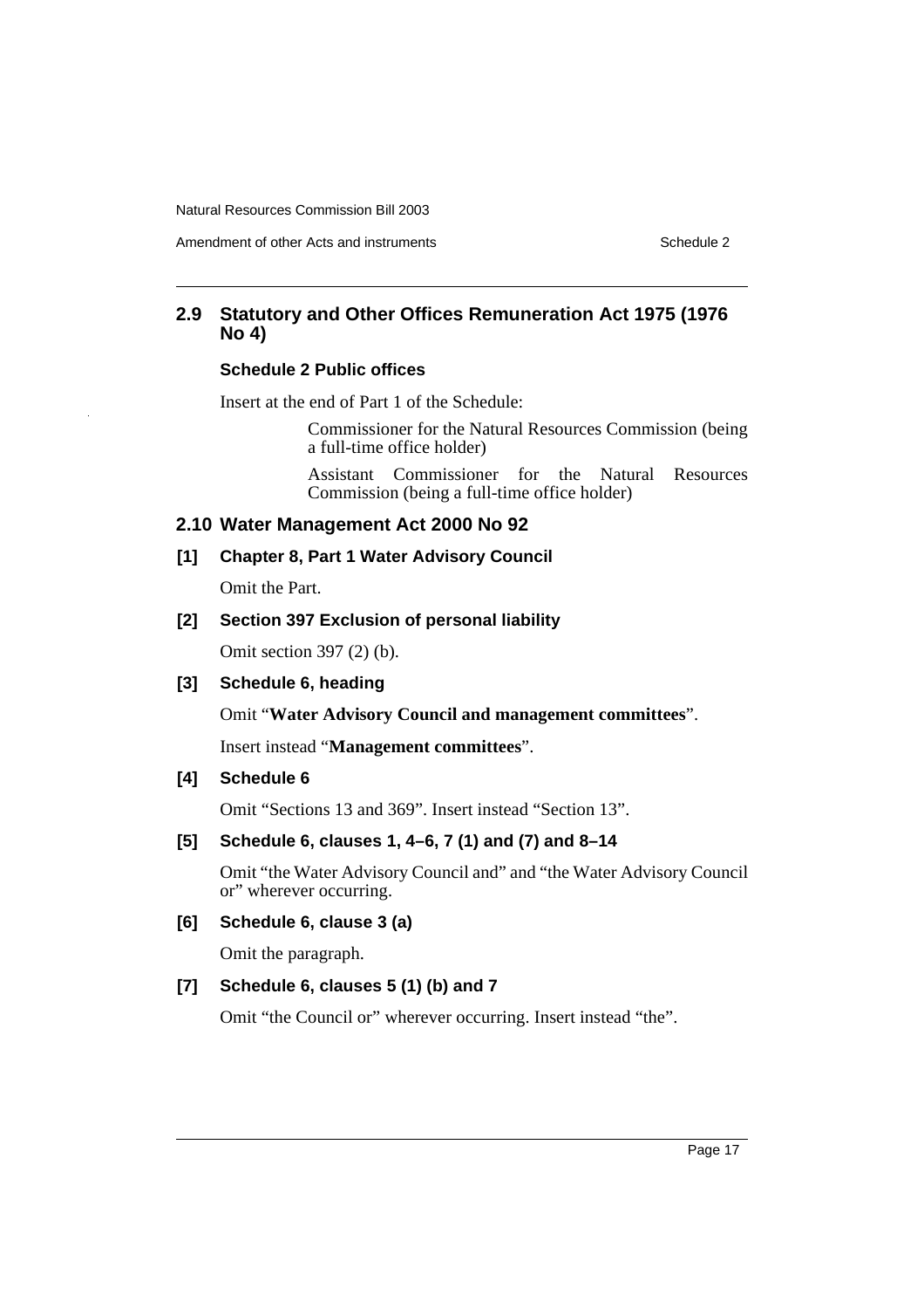## 2.9 Statutory and Other Offices Remuneration Act 1975 (1976 No 4)

### Schedule 2 Public offices

Insert at the end of Part 1 of the Schedule:

> Commissioner for the Natural Resources Commission (being a full-time office holder)
>
> Assistant Commissioner for the Natural Resources Commission (being a full-time office holder)

## 2.10 Water Management Act 2000 No 92

### [1] Chapter 8, Part 1 Water Advisory Council

Omit the Part.

### [2] Section 397 Exclusion of personal liability

Omit section 397 (2) (b).

### [3] Schedule 6, heading

Omit "**Water Advisory Council and management committees**".

Insert instead "**Management committees**".

### [4] Schedule 6

Omit "Sections 13 and 369". Insert instead "Section 13".

### [5] Schedule 6, clauses 1, 4–6, 7 (1) and (7) and 8–14

Omit "the Water Advisory Council and" and "the Water Advisory Council or" wherever occurring.

### [6] Schedule 6, clause 3 (a)

Omit the paragraph.

### [7] Schedule 6, clauses 5 (1) (b) and 7

Omit "the Council or" wherever occurring. Insert instead "the".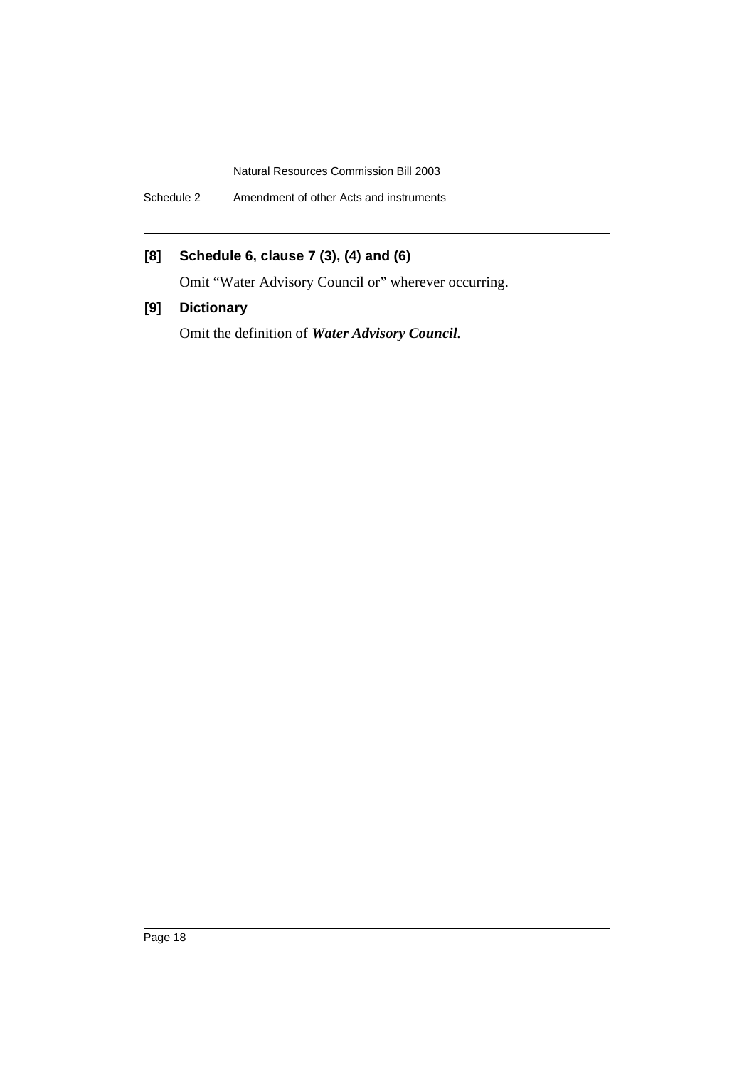### [8] Schedule 6, clause 7 (3), (4) and (6)

Omit "Water Advisory Council or" wherever occurring.

### [9] Dictionary

Omit the definition of ***Water Advisory Council***.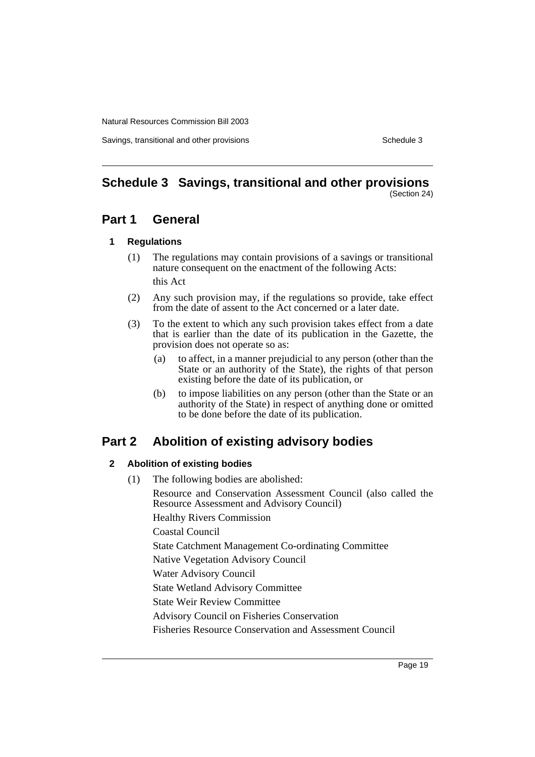# Schedule 3 Savings, transitional and other provisions

(Section 24)

## Part 1 General

### 1 Regulations

(1) The regulations may contain provisions of a savings or transitional nature consequent on the enactment of the following Acts:

this Act

(2) Any such provision may, if the regulations so provide, take effect from the date of assent to the Act concerned or a later date.

(3) To the extent to which any such provision takes effect from a date that is earlier than the date of its publication in the Gazette, the provision does not operate so as:

(a) to affect, in a manner prejudicial to any person (other than the State or an authority of the State), the rights of that person existing before the date of its publication, or

(b) to impose liabilities on any person (other than the State or an authority of the State) in respect of anything done or omitted to be done before the date of its publication.

## Part 2 Abolition of existing advisory bodies

### 2 Abolition of existing bodies

(1) The following bodies are abolished:

Resource and Conservation Assessment Council (also called the Resource Assessment and Advisory Council)

Healthy Rivers Commission

Coastal Council

State Catchment Management Co-ordinating Committee

Native Vegetation Advisory Council

Water Advisory Council

State Wetland Advisory Committee

State Weir Review Committee

Advisory Council on Fisheries Conservation

Fisheries Resource Conservation and Assessment Council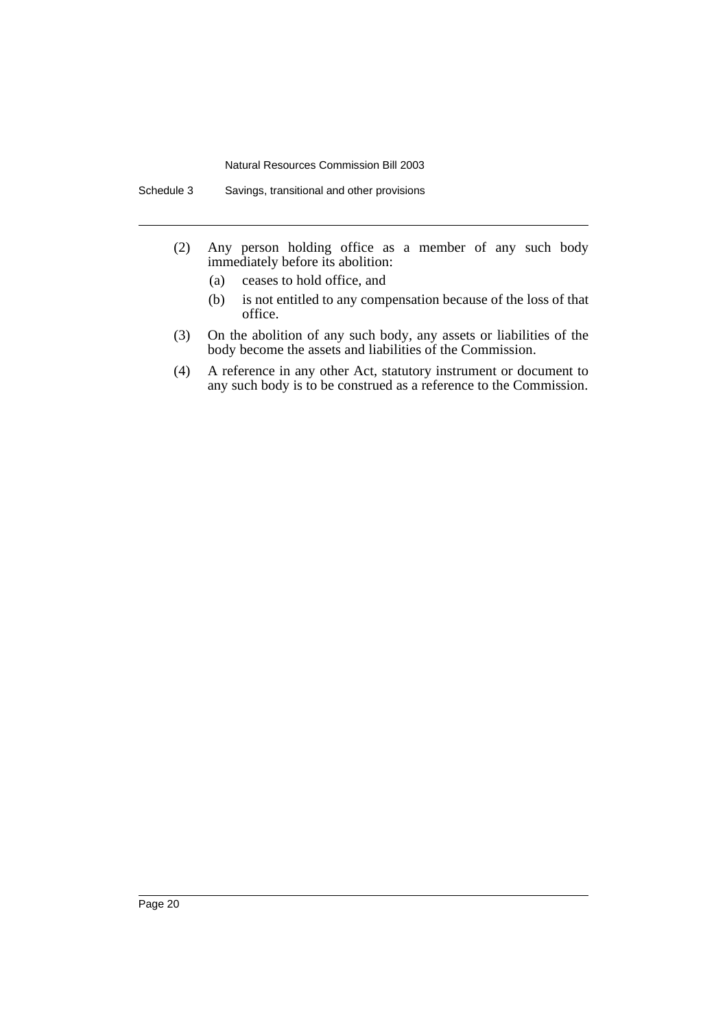(2) Any person holding office as a member of any such body immediately before its abolition:

(a) ceases to hold office, and

(b) is not entitled to any compensation because of the loss of that office.

(3) On the abolition of any such body, any assets or liabilities of the body become the assets and liabilities of the Commission.

(4) A reference in any other Act, statutory instrument or document to any such body is to be construed as a reference to the Commission.